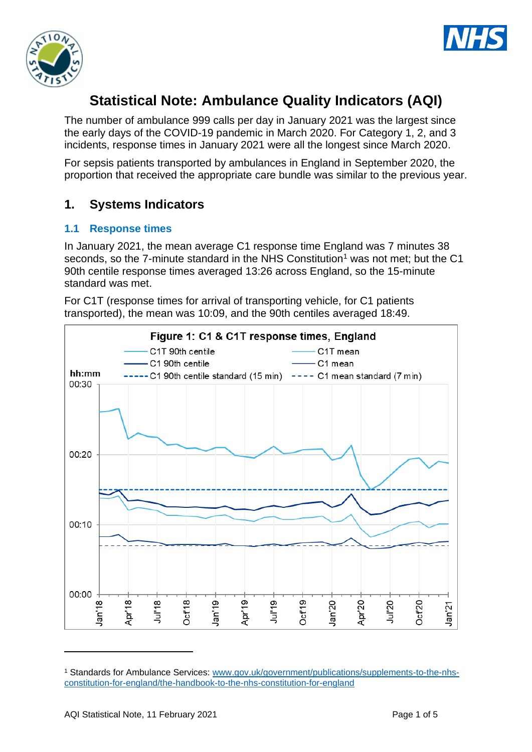# Statistical Note: Ambulance Quality Indicators (AQI)

The number of ambulance 999 calls per day in January 2021 was the largest since the early days of the COVID-19 pandemic in March 2020. For Category 1, 2, and 3 incidents, response times in January 2021 were all the longest since March 2020.

For sepsis patients transported by ambulances in England in September 2020, the proportion that received the appropriate care bundle was similar to the previous year.

## 1. Systems Indicators

### 1.1 Response times

In January 2021, the mean average C1 response time England was 7 minutes 38 seconds, so the 7-minute standard in the NHS Constitution[1] was not met; but the C1 90th centile response times averaged 13:26 across England, so the 15-minute standard was met.

For C1T (response times for arrival of transporting vehicle, for C1 patients transported), the mean was 10:09, and the 90th centiles averaged 18:49.

**Figure 1: C1 & C1T response times, England**

[1] Standards for Ambulance Services: www.gov.uk/government/publications/supplements-to-the-nhs-constitution-for-england/the-handbook-to-the-nhs-constitution-for-england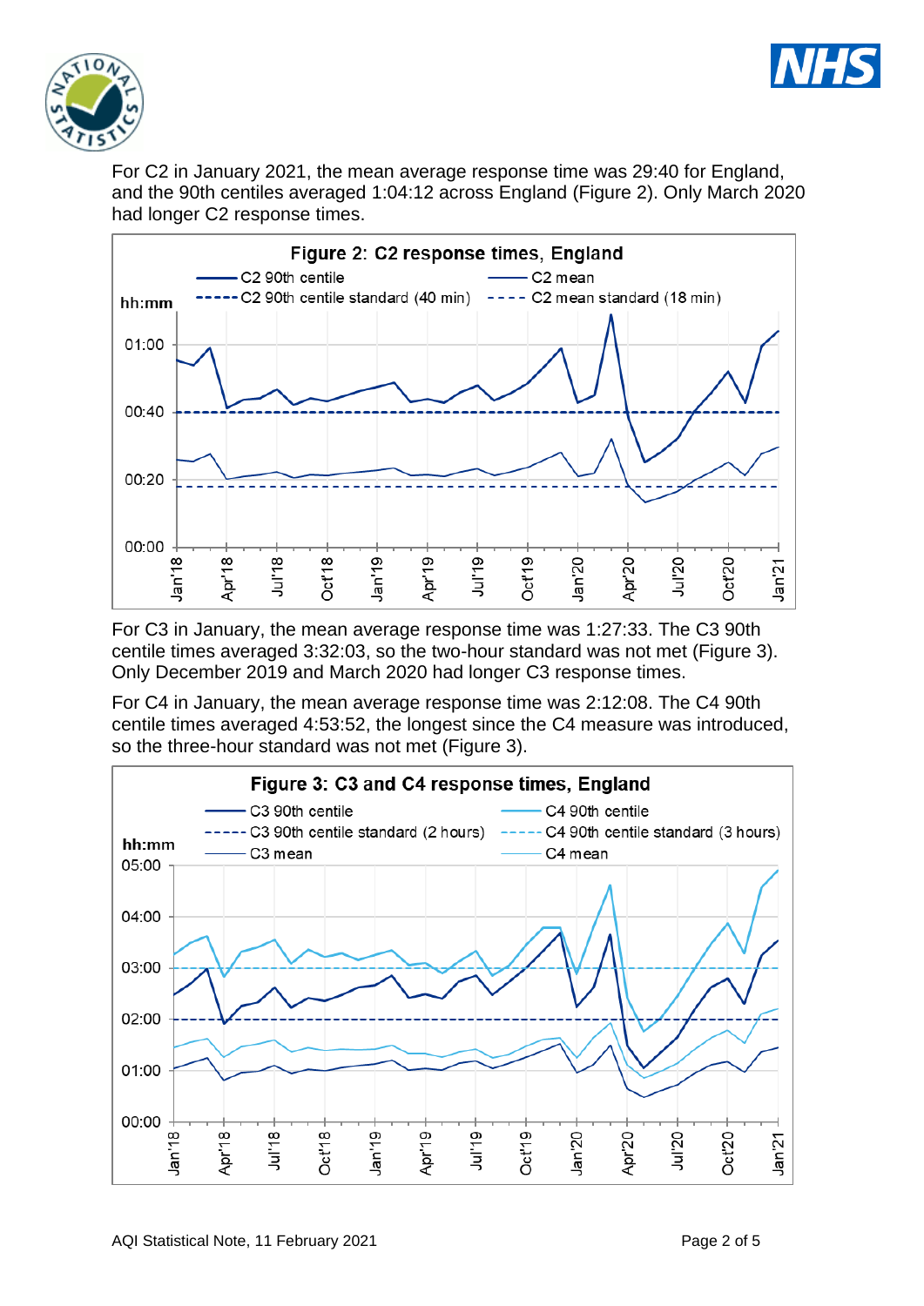For C2 in January 2021, the mean average response time was 29:40 for England, and the 90th centiles averaged 1:04:12 across England (Figure 2). Only March 2020 had longer C2 response times.

**Figure 2: C2 response times, England**

For C3 in January, the mean average response time was 1:27:33. The C3 90th centile times averaged 3:32:03, so the two-hour standard was not met (Figure 3). Only December 2019 and March 2020 had longer C3 response times.

For C4 in January, the mean average response time was 2:12:08. The C4 90th centile times averaged 4:53:52, the longest since the C4 measure was introduced, so the three-hour standard was not met (Figure 3).

**Figure 3: C3 and C4 response times, England**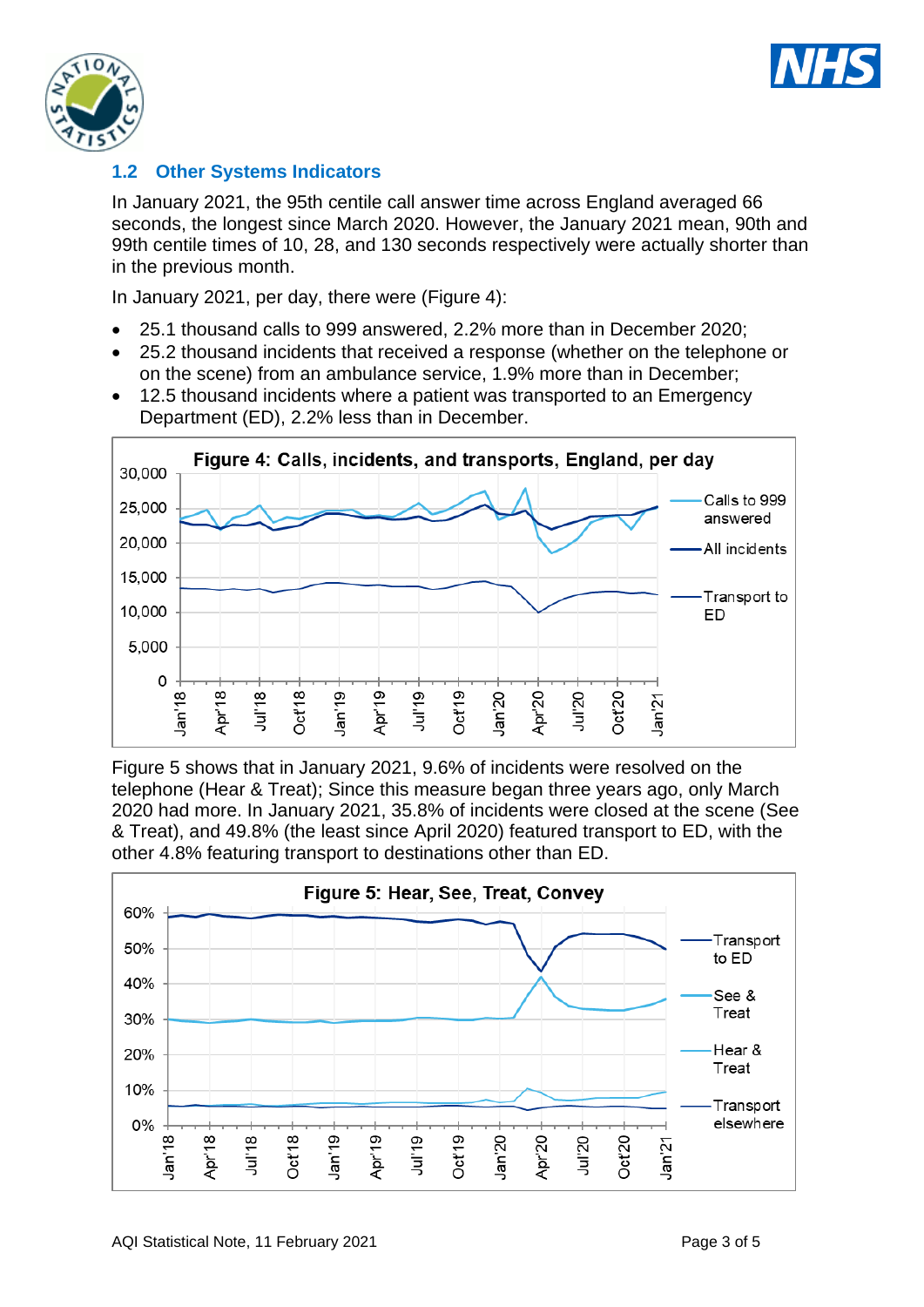## 1.2 Other Systems Indicators

In January 2021, the 95th centile call answer time across England averaged 66 seconds, the longest since March 2020. However, the January 2021 mean, 90th and 99th centile times of 10, 28, and 130 seconds respectively were actually shorter than in the previous month.

In January 2021, per day, there were (Figure 4):

- 25.1 thousand calls to 999 answered, 2.2% more than in December 2020;
- 25.2 thousand incidents that received a response (whether on the telephone or on the scene) from an ambulance service, 1.9% more than in December;
- 12.5 thousand incidents where a patient was transported to an Emergency Department (ED), 2.2% less than in December.

**Figure 4: Calls, incidents, and transports, England, per day**

Figure 5 shows that in January 2021, 9.6% of incidents were resolved on the telephone (Hear & Treat); Since this measure began three years ago, only March 2020 had more. In January 2021, 35.8% of incidents were closed at the scene (See & Treat), and 49.8% (the least since April 2020) featured transport to ED, with the other 4.8% featuring transport to destinations other than ED.

**Figure 5: Hear, See, Treat, Convey**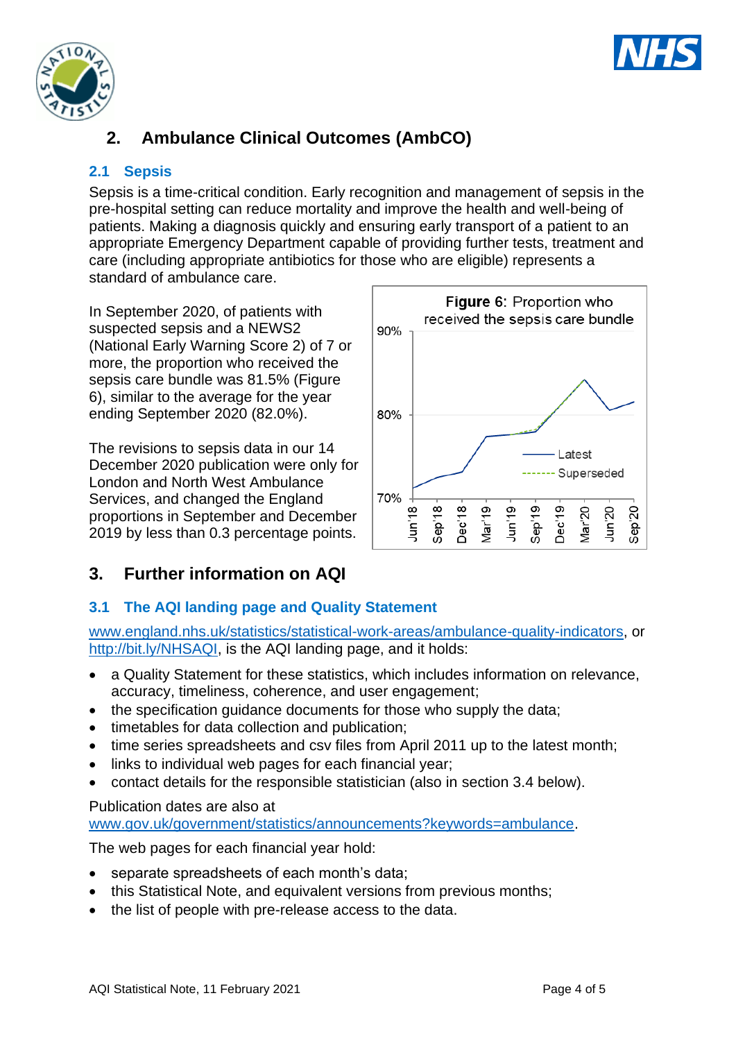## 2. Ambulance Clinical Outcomes (AmbCO)

### 2.1 Sepsis

Sepsis is a time-critical condition. Early recognition and management of sepsis in the pre-hospital setting can reduce mortality and improve the health and well-being of patients. Making a diagnosis quickly and ensuring early transport of a patient to an appropriate Emergency Department capable of providing further tests, treatment and care (including appropriate antibiotics for those who are eligible) represents a standard of ambulance care.

In September 2020, of patients with suspected sepsis and a NEWS2 (National Early Warning Score 2) of 7 or more, the proportion who received the sepsis care bundle was 81.5% (Figure 6), similar to the average for the year ending September 2020 (82.0%).

The revisions to sepsis data in our 14 December 2020 publication were only for London and North West Ambulance Services, and changed the England proportions in September and December 2019 by less than 0.3 percentage points.

**Figure 6**: Proportion who received the sepsis care bundle

## 3. Further information on AQI

### 3.1 The AQI landing page and Quality Statement

www.england.nhs.uk/statistics/statistical-work-areas/ambulance-quality-indicators, or http://bit.ly/NHSAQI, is the AQI landing page, and it holds:

- a Quality Statement for these statistics, which includes information on relevance, accuracy, timeliness, coherence, and user engagement;
- the specification guidance documents for those who supply the data;
- timetables for data collection and publication;
- time series spreadsheets and csv files from April 2011 up to the latest month;
- links to individual web pages for each financial year;
- contact details for the responsible statistician (also in section 3.4 below).

Publication dates are also at www.gov.uk/government/statistics/announcements?keywords=ambulance.

The web pages for each financial year hold:

- separate spreadsheets of each month's data;
- this Statistical Note, and equivalent versions from previous months;
- the list of people with pre-release access to the data.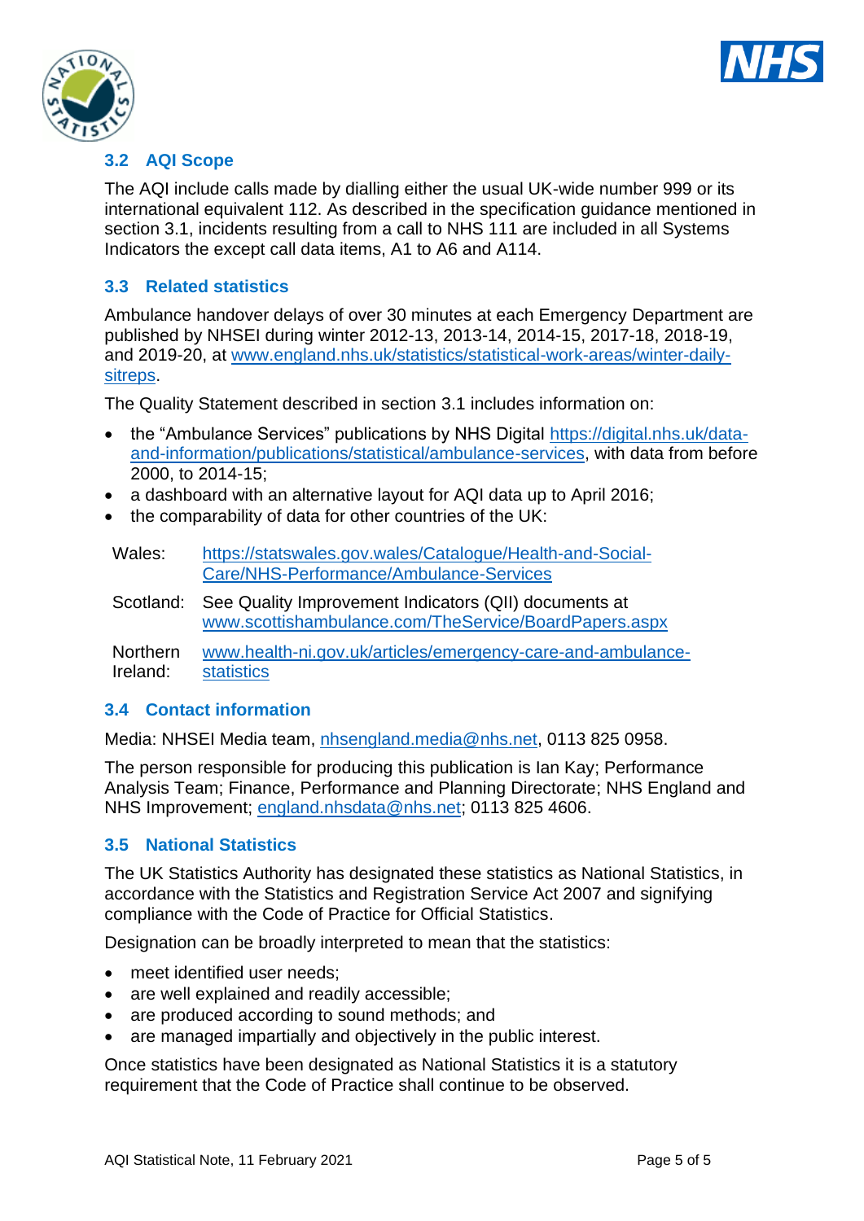## 3.2 AQI Scope

The AQI include calls made by dialling either the usual UK-wide number 999 or its international equivalent 112. As described in the specification guidance mentioned in section 3.1, incidents resulting from a call to NHS 111 are included in all Systems Indicators the except call data items, A1 to A6 and A114.

## 3.3 Related statistics

Ambulance handover delays of over 30 minutes at each Emergency Department are published by NHSEI during winter 2012-13, 2013-14, 2014-15, 2017-18, 2018-19, and 2019-20, at www.england.nhs.uk/statistics/statistical-work-areas/winter-daily-sitreps.

The Quality Statement described in section 3.1 includes information on:

- the "Ambulance Services" publications by NHS Digital https://digital.nhs.uk/data-and-information/publications/statistical/ambulance-services, with data from before 2000, to 2014-15;
- a dashboard with an alternative layout for AQI data up to April 2016;
- the comparability of data for other countries of the UK:

| | |
|---|---|
| Wales: | https://statswales.gov.wales/Catalogue/Health-and-Social-Care/NHS-Performance/Ambulance-Services |
| Scotland: | See Quality Improvement Indicators (QII) documents at www.scottishambulance.com/TheService/BoardPapers.aspx |
| Northern Ireland: | www.health-ni.gov.uk/articles/emergency-care-and-ambulance-statistics |

## 3.4 Contact information

Media: NHSEI Media team, nhsengland.media@nhs.net, 0113 825 0958.

The person responsible for producing this publication is Ian Kay; Performance Analysis Team; Finance, Performance and Planning Directorate; NHS England and NHS Improvement; england.nhsdata@nhs.net; 0113 825 4606.

## 3.5 National Statistics

The UK Statistics Authority has designated these statistics as National Statistics, in accordance with the Statistics and Registration Service Act 2007 and signifying compliance with the Code of Practice for Official Statistics.

Designation can be broadly interpreted to mean that the statistics:

- meet identified user needs;
- are well explained and readily accessible;
- are produced according to sound methods; and
- are managed impartially and objectively in the public interest.

Once statistics have been designated as National Statistics it is a statutory requirement that the Code of Practice shall continue to be observed.